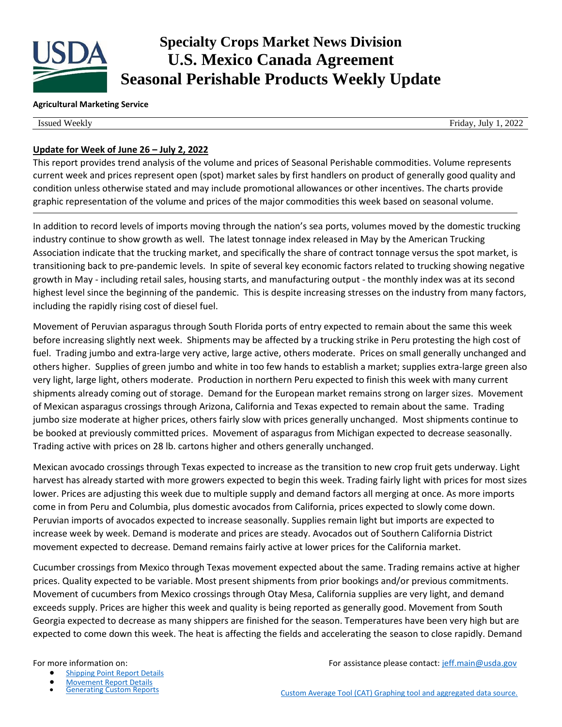# Specialty Crops Market News Division
# U.S. Mexico Canada Agreement
# Seasonal Perishable Products Weekly Update

**Agricultural Marketing Service**

Issued Weekly | Friday, July 1, 2022

**Update for Week of June 26 – July 2, 2022**

This report provides trend analysis of the volume and prices of Seasonal Perishable commodities. Volume represents current week and prices represent open (spot) market sales by first handlers on product of generally good quality and condition unless otherwise stated and may include promotional allowances or other incentives. The charts provide graphic representation of the volume and prices of the major commodities this week based on seasonal volume.

---

In addition to record levels of imports moving through the nation's sea ports, volumes moved by the domestic trucking industry continue to show growth as well. The latest tonnage index released in May by the American Trucking Association indicate that the trucking market, and specifically the share of contract tonnage versus the spot market, is transitioning back to pre-pandemic levels. In spite of several key economic factors related to trucking showing negative growth in May - including retail sales, housing starts, and manufacturing output - the monthly index was at its second highest level since the beginning of the pandemic. This is despite increasing stresses on the industry from many factors, including the rapidly rising cost of diesel fuel.

Movement of Peruvian asparagus through South Florida ports of entry expected to remain about the same this week before increasing slightly next week. Shipments may be affected by a trucking strike in Peru protesting the high cost of fuel. Trading jumbo and extra-large very active, large active, others moderate. Prices on small generally unchanged and others higher. Supplies of green jumbo and white in too few hands to establish a market; supplies extra-large green also very light, large light, others moderate. Production in northern Peru expected to finish this week with many current shipments already coming out of storage. Demand for the European market remains strong on larger sizes. Movement of Mexican asparagus crossings through Arizona, California and Texas expected to remain about the same. Trading jumbo size moderate at higher prices, others fairly slow with prices generally unchanged. Most shipments continue to be booked at previously committed prices. Movement of asparagus from Michigan expected to decrease seasonally. Trading active with prices on 28 lb. cartons higher and others generally unchanged.

Mexican avocado crossings through Texas expected to increase as the transition to new crop fruit gets underway. Light harvest has already started with more growers expected to begin this week. Trading fairly light with prices for most sizes lower. Prices are adjusting this week due to multiple supply and demand factors all merging at once. As more imports come in from Peru and Columbia, plus domestic avocados from California, prices expected to slowly come down. Peruvian imports of avocados expected to increase seasonally. Supplies remain light but imports are expected to increase week by week. Demand is moderate and prices are steady. Avocados out of Southern California District movement expected to decrease. Demand remains fairly active at lower prices for the California market.

Cucumber crossings from Mexico through Texas movement expected about the same. Trading remains active at higher prices. Quality expected to be variable. Most present shipments from prior bookings and/or previous commitments. Movement of cucumbers from Mexico crossings through Otay Mesa, California supplies are very light, and demand exceeds supply. Prices are higher this week and quality is being reported as generally good. Movement from South Georgia expected to decrease as many shippers are finished for the season. Temperatures have been very high but are expected to come down this week. The heat is affecting the fields and accelerating the season to close rapidly. Demand

For more information on:

- Shipping Point Report Details
- Movement Report Details
- Generating Custom Reports

For assistance please contact: jeff.main@usda.gov

Custom Average Tool (CAT) Graphing tool and aggregated data source.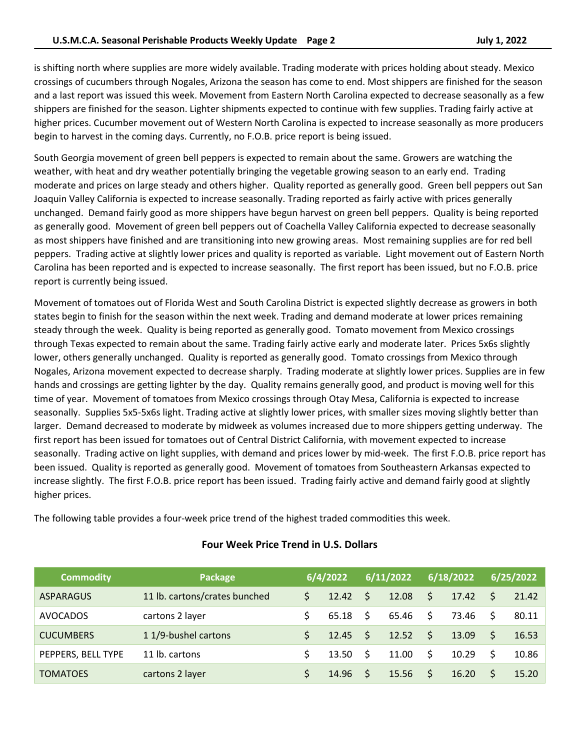is shifting north where supplies are more widely available. Trading moderate with prices holding about steady. Mexico crossings of cucumbers through Nogales, Arizona the season has come to end. Most shippers are finished for the season and a last report was issued this week. Movement from Eastern North Carolina expected to decrease seasonally as a few shippers are finished for the season. Lighter shipments expected to continue with few supplies. Trading fairly active at higher prices. Cucumber movement out of Western North Carolina is expected to increase seasonally as more producers begin to harvest in the coming days. Currently, no F.O.B. price report is being issued.

South Georgia movement of green bell peppers is expected to remain about the same. Growers are watching the weather, with heat and dry weather potentially bringing the vegetable growing season to an early end. Trading moderate and prices on large steady and others higher. Quality reported as generally good. Green bell peppers out San Joaquin Valley California is expected to increase seasonally. Trading reported as fairly active with prices generally unchanged. Demand fairly good as more shippers have begun harvest on green bell peppers. Quality is being reported as generally good. Movement of green bell peppers out of Coachella Valley California expected to decrease seasonally as most shippers have finished and are transitioning into new growing areas. Most remaining supplies are for red bell peppers. Trading active at slightly lower prices and quality is reported as variable. Light movement out of Eastern North Carolina has been reported and is expected to increase seasonally. The first report has been issued, but no F.O.B. price report is currently being issued.

Movement of tomatoes out of Florida West and South Carolina District is expected slightly decrease as growers in both states begin to finish for the season within the next week. Trading and demand moderate at lower prices remaining steady through the week. Quality is being reported as generally good. Tomato movement from Mexico crossings through Texas expected to remain about the same. Trading fairly active early and moderate later. Prices 5x6s slightly lower, others generally unchanged. Quality is reported as generally good. Tomato crossings from Mexico through Nogales, Arizona movement expected to decrease sharply. Trading moderate at slightly lower prices. Supplies are in few hands and crossings are getting lighter by the day. Quality remains generally good, and product is moving well for this time of year. Movement of tomatoes from Mexico crossings through Otay Mesa, California is expected to increase seasonally. Supplies 5x5-5x6s light. Trading active at slightly lower prices, with smaller sizes moving slightly better than larger. Demand decreased to moderate by midweek as volumes increased due to more shippers getting underway. The first report has been issued for tomatoes out of Central District California, with movement expected to increase seasonally. Trading active on light supplies, with demand and prices lower by mid-week. The first F.O.B. price report has been issued. Quality is reported as generally good. Movement of tomatoes from Southeastern Arkansas expected to increase slightly. The first F.O.B. price report has been issued. Trading fairly active and demand fairly good at slightly higher prices.

The following table provides a four-week price trend of the highest traded commodities this week.

**Four Week Price Trend in U.S. Dollars**

| Commodity | Package | 6/4/2022 | 6/11/2022 | 6/18/2022 | 6/25/2022 |
|---|---|---|---|---|---|
| ASPARAGUS | 11 lb. cartons/crates bunched | $ 12.42 | $ 12.08 | $ 17.42 | $ 21.42 |
| AVOCADOS | cartons 2 layer | $ 65.18 | $ 65.46 | $ 73.46 | $ 80.11 |
| CUCUMBERS | 1 1/9-bushel cartons | $ 12.45 | $ 12.52 | $ 13.09 | $ 16.53 |
| PEPPERS, BELL TYPE | 11 lb. cartons | $ 13.50 | $ 11.00 | $ 10.29 | $ 10.86 |
| TOMATOES | cartons 2 layer | $ 14.96 | $ 15.56 | $ 16.20 | $ 15.20 |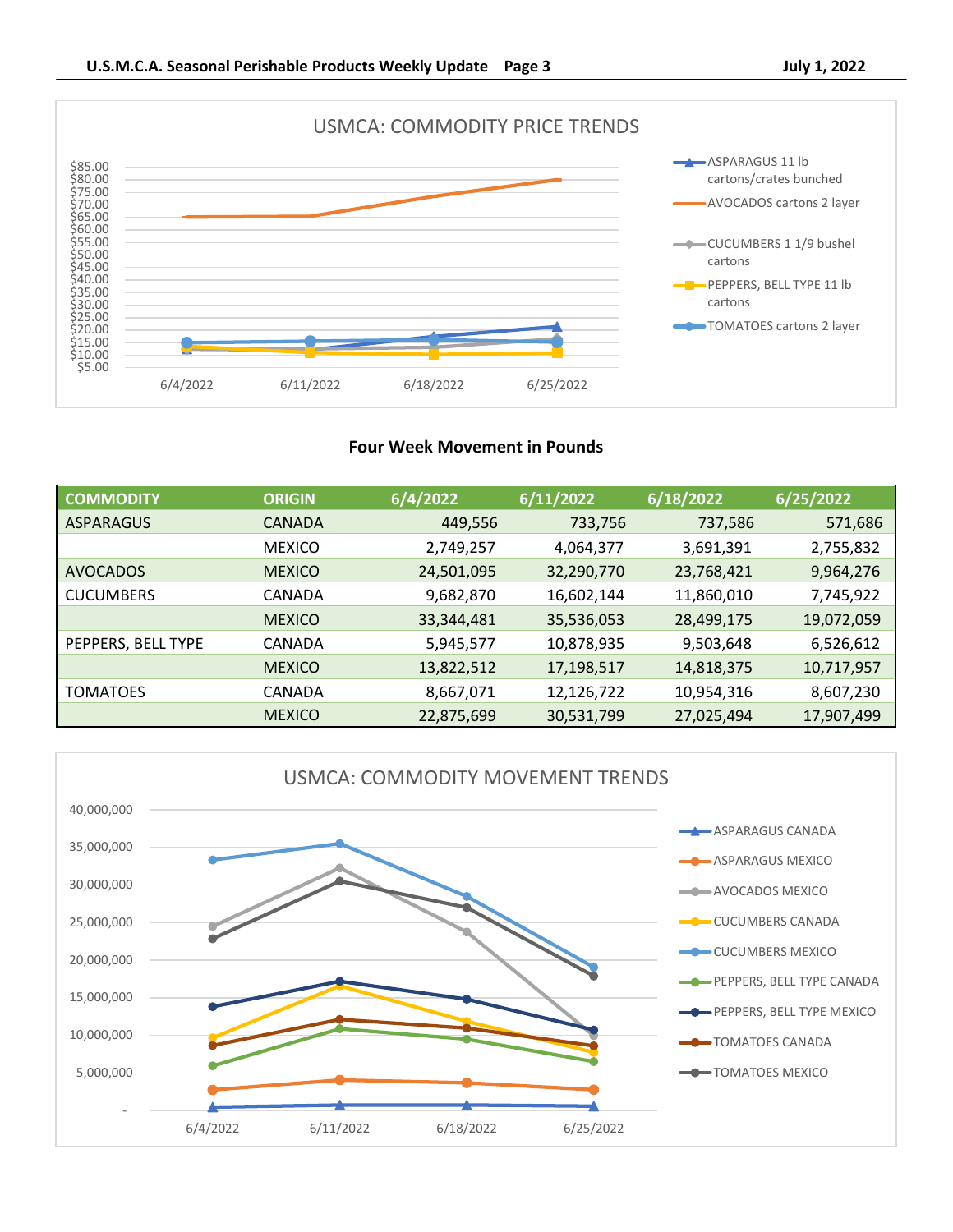USMCA: COMMODITY PRICE TRENDS

ASPARAGUS 11 lb cartons/crates bunched

AVOCADOS cartons 2 layer

CUCUMBERS 1 1/9 bushel cartons

PEPPERS, BELL TYPE 11 lb cartons

TOMATOES cartons 2 layer

## Four Week Movement in Pounds

| COMMODITY | ORIGIN | 6/4/2022 | 6/11/2022 | 6/18/2022 | 6/25/2022 |
|---|---|---|---|---|---|
| ASPARAGUS | CANADA | 449,556 | 733,756 | 737,586 | 571,686 |
| | MEXICO | 2,749,257 | 4,064,377 | 3,691,391 | 2,755,832 |
| AVOCADOS | MEXICO | 24,501,095 | 32,290,770 | 23,768,421 | 9,964,276 |
| CUCUMBERS | CANADA | 9,682,870 | 16,602,144 | 11,860,010 | 7,745,922 |
| | MEXICO | 33,344,481 | 35,536,053 | 28,499,175 | 19,072,059 |
| PEPPERS, BELL TYPE | CANADA | 5,945,577 | 10,878,935 | 9,503,648 | 6,526,612 |
| | MEXICO | 13,822,512 | 17,198,517 | 14,818,375 | 10,717,957 |
| TOMATOES | CANADA | 8,667,071 | 12,126,722 | 10,954,316 | 8,607,230 |
| | MEXICO | 22,875,699 | 30,531,799 | 27,025,494 | 17,907,499 |

USMCA: COMMODITY MOVEMENT TRENDS

ASPARAGUS CANADA

ASPARAGUS MEXICO

AVOCADOS MEXICO

CUCUMBERS CANADA

CUCUMBERS MEXICO

PEPPERS, BELL TYPE CANADA

PEPPERS, BELL TYPE MEXICO

TOMATOES CANADA

TOMATOES MEXICO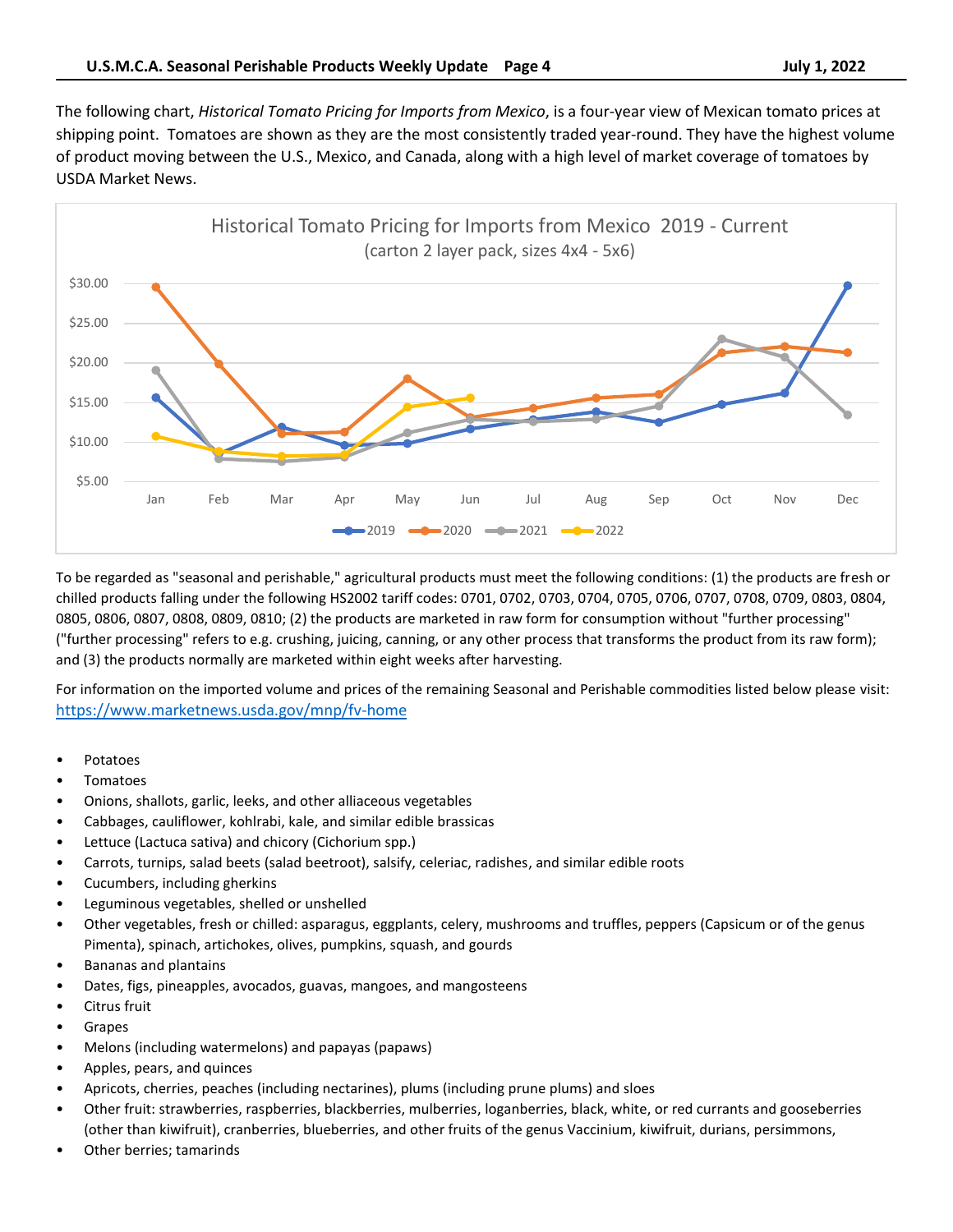The following chart, *Historical Tomato Pricing for Imports from Mexico*, is a four-year view of Mexican tomato prices at shipping point. Tomatoes are shown as they are the most consistently traded year-round. They have the highest volume of product moving between the U.S., Mexico, and Canada, along with a high level of market coverage of tomatoes by USDA Market News.

Historical Tomato Pricing for Imports from Mexico 2019 - Current
(carton 2 layer pack, sizes 4x4 - 5x6)

$30.00
$25.00
$20.00
$15.00
$10.00
$5.00

Jan Feb Mar Apr May Jun Jul Aug Sep Oct Nov Dec

2019 2020 2021 2022

To be regarded as "seasonal and perishable," agricultural products must meet the following conditions: (1) the products are fresh or chilled products falling under the following HS2002 tariff codes: 0701, 0702, 0703, 0704, 0705, 0706, 0707, 0708, 0709, 0803, 0804, 0805, 0806, 0807, 0808, 0809, 0810; (2) the products are marketed in raw form for consumption without "further processing" ("further processing" refers to e.g. crushing, juicing, canning, or any other process that transforms the product from its raw form); and (3) the products normally are marketed within eight weeks after harvesting.

For information on the imported volume and prices of the remaining Seasonal and Perishable commodities listed below please visit: [https://www.marketnews.usda.gov/mnp/fv-home](https://www.marketnews.usda.gov/mnp/fv-home)

- Potatoes
- Tomatoes
- Onions, shallots, garlic, leeks, and other alliaceous vegetables
- Cabbages, cauliflower, kohlrabi, kale, and similar edible brassicas
- Lettuce (Lactuca sativa) and chicory (Cichorium spp.)
- Carrots, turnips, salad beets (salad beetroot), salsify, celeriac, radishes, and similar edible roots
- Cucumbers, including gherkins
- Leguminous vegetables, shelled or unshelled
- Other vegetables, fresh or chilled: asparagus, eggplants, celery, mushrooms and truffles, peppers (Capsicum or of the genus Pimenta), spinach, artichokes, olives, pumpkins, squash, and gourds
- Bananas and plantains
- Dates, figs, pineapples, avocados, guavas, mangoes, and mangosteens
- Citrus fruit
- Grapes
- Melons (including watermelons) and papayas (papaws)
- Apples, pears, and quinces
- Apricots, cherries, peaches (including nectarines), plums (including prune plums) and sloes
- Other fruit: strawberries, raspberries, blackberries, mulberries, loganberries, black, white, or red currants and gooseberries (other than kiwifruit), cranberries, blueberries, and other fruits of the genus Vaccinium, kiwifruit, durians, persimmons,
- Other berries; tamarinds